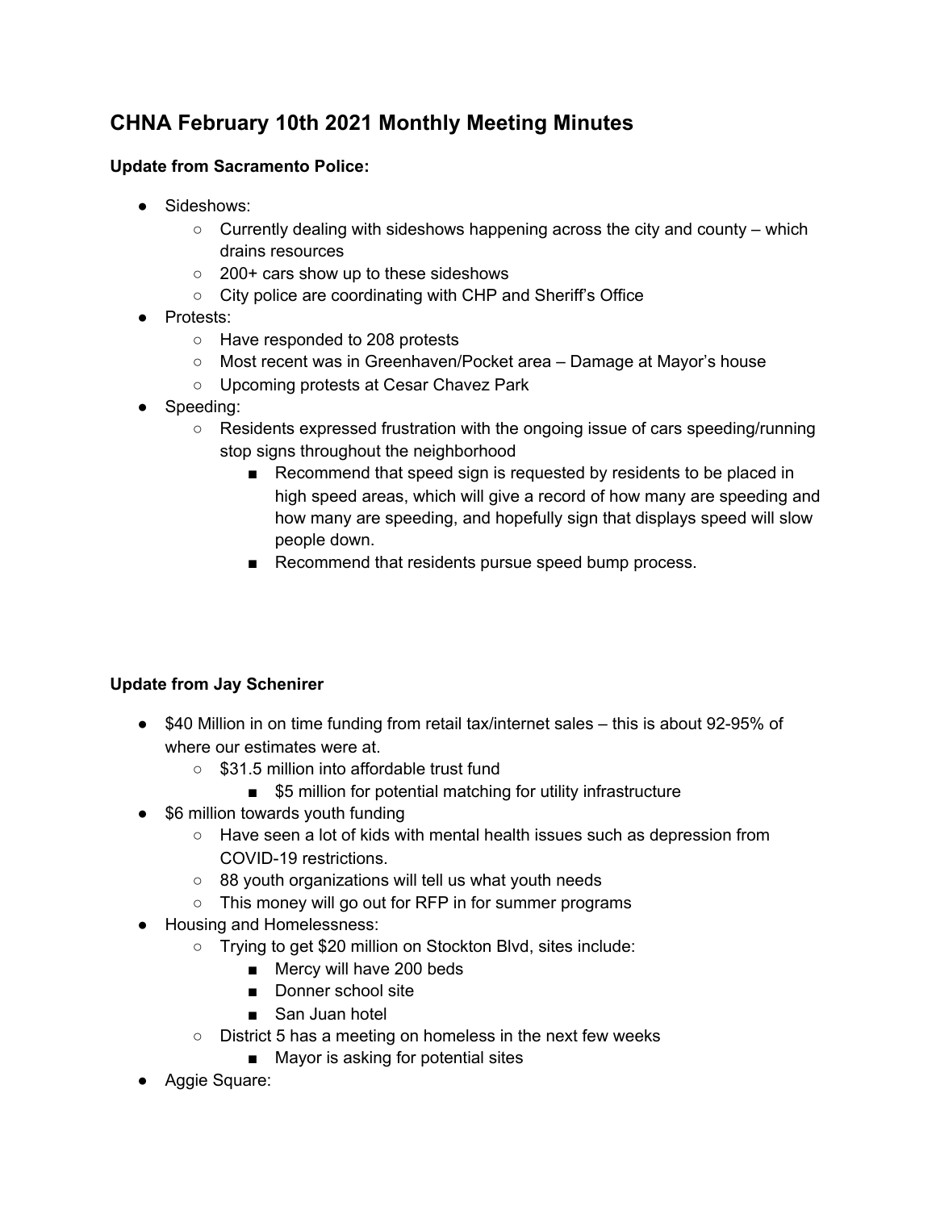# CHNA February 10th 2021 Monthly Meeting Minutes

**Update from Sacramento Police:**

- Sideshows:
  - Currently dealing with sideshows happening across the city and county – which drains resources
  - 200+ cars show up to these sideshows
  - City police are coordinating with CHP and Sheriff's Office
- Protests:
  - Have responded to 208 protests
  - Most recent was in Greenhaven/Pocket area – Damage at Mayor's house
  - Upcoming protests at Cesar Chavez Park
- Speeding:
  - Residents expressed frustration with the ongoing issue of cars speeding/running stop signs throughout the neighborhood
    - Recommend that speed sign is requested by residents to be placed in high speed areas, which will give a record of how many are speeding and how many are speeding, and hopefully sign that displays speed will slow people down.
    - Recommend that residents pursue speed bump process.

**Update from Jay Schenirer**

- $40 Million in on time funding from retail tax/internet sales – this is about 92-95% of where our estimates were at.
  - $31.5 million into affordable trust fund
    - $5 million for potential matching for utility infrastructure
- $6 million towards youth funding
  - Have seen a lot of kids with mental health issues such as depression from COVID-19 restrictions.
  - 88 youth organizations will tell us what youth needs
  - This money will go out for RFP in for summer programs
- Housing and Homelessness:
  - Trying to get $20 million on Stockton Blvd, sites include:
    - Mercy will have 200 beds
    - Donner school site
    - San Juan hotel
  - District 5 has a meeting on homeless in the next few weeks
    - Mayor is asking for potential sites
- Aggie Square: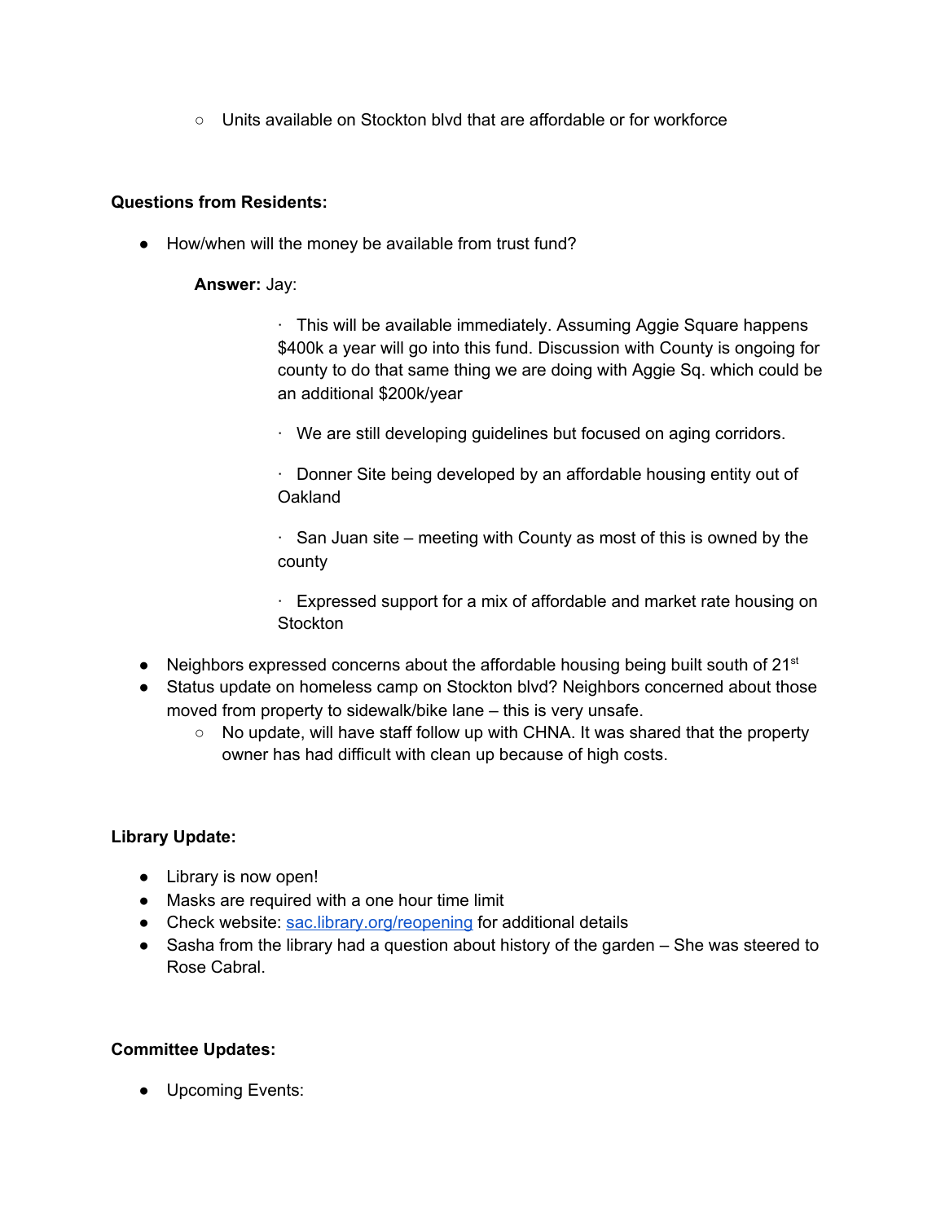- Units available on Stockton blvd that are affordable or for workforce

**Questions from Residents:**

- How/when will the money be available from trust fund?

  **Answer:** Jay:

  - This will be available immediately. Assuming Aggie Square happens $400k a year will go into this fund. Discussion with County is ongoing for county to do that same thing we are doing with Aggie Sq. which could be an additional $200k/year
  - We are still developing guidelines but focused on aging corridors.
  - Donner Site being developed by an affordable housing entity out of Oakland
  - San Juan site – meeting with County as most of this is owned by the county
  - Expressed support for a mix of affordable and market rate housing on Stockton

- Neighbors expressed concerns about the affordable housing being built south of 21st
- Status update on homeless camp on Stockton blvd? Neighbors concerned about those moved from property to sidewalk/bike lane – this is very unsafe.
  - No update, will have staff follow up with CHNA. It was shared that the property owner has had difficult with clean up because of high costs.

**Library Update:**

- Library is now open!
- Masks are required with a one hour time limit
- Check website: [sac.library.org/reopening](sac.library.org/reopening) for additional details
- Sasha from the library had a question about history of the garden – She was steered to Rose Cabral.

**Committee Updates:**

- Upcoming Events: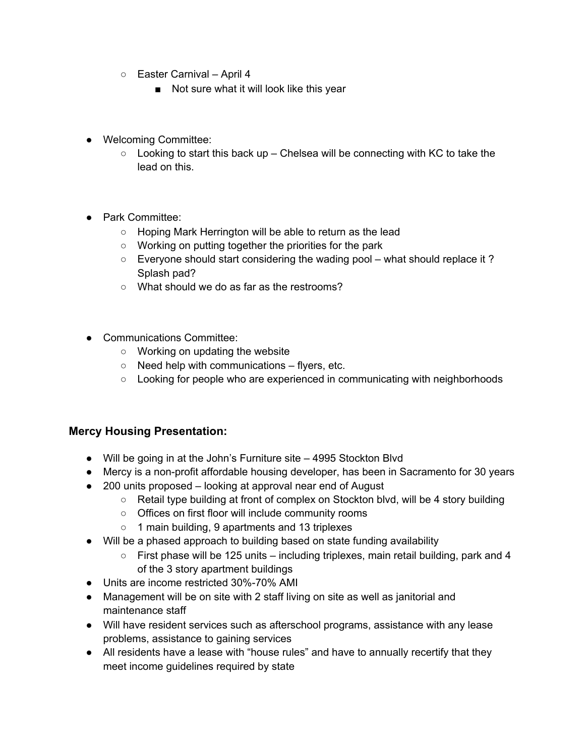- Easter Carnival – April 4
        - Not sure what it will look like this year

- Welcoming Committee:
    - Looking to start this back up – Chelsea will be connecting with KC to take the lead on this.

- Park Committee:
    - Hoping Mark Herrington will be able to return as the lead
    - Working on putting together the priorities for the park
    - Everyone should start considering the wading pool – what should replace it ? Splash pad?
    - What should we do as far as the restrooms?

- Communications Committee:
    - Working on updating the website
    - Need help with communications – flyers, etc.
    - Looking for people who are experienced in communicating with neighborhoods

### Mercy Housing Presentation:

- Will be going in at the John's Furniture site – 4995 Stockton Blvd
- Mercy is a non-profit affordable housing developer, has been in Sacramento for 30 years
- 200 units proposed – looking at approval near end of August
    - Retail type building at front of complex on Stockton blvd, will be 4 story building
    - Offices on first floor will include community rooms
    - 1 main building, 9 apartments and 13 triplexes
- Will be a phased approach to building based on state funding availability
    - First phase will be 125 units – including triplexes, main retail building, park and 4 of the 3 story apartment buildings
- Units are income restricted 30%-70% AMI
- Management will be on site with 2 staff living on site as well as janitorial and maintenance staff
- Will have resident services such as afterschool programs, assistance with any lease problems, assistance to gaining services
- All residents have a lease with "house rules" and have to annually recertify that they meet income guidelines required by state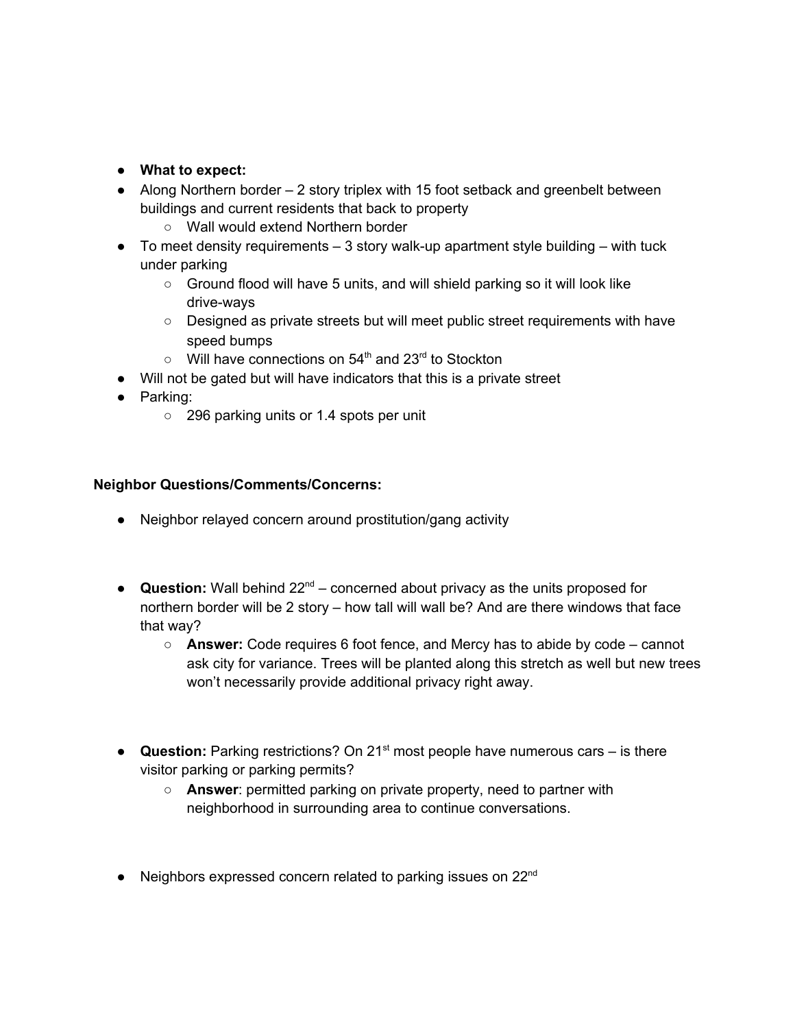- **What to expect:**
- Along Northern border – 2 story triplex with 15 foot setback and greenbelt between buildings and current residents that back to property
  - Wall would extend Northern border
- To meet density requirements – 3 story walk-up apartment style building – with tuck under parking
  - Ground flood will have 5 units, and will shield parking so it will look like drive-ways
  - Designed as private streets but will meet public street requirements with have speed bumps
  - Will have connections on 54th and 23rd to Stockton
- Will not be gated but will have indicators that this is a private street
- Parking:
  - 296 parking units or 1.4 spots per unit

**Neighbor Questions/Comments/Concerns:**

- Neighbor relayed concern around prostitution/gang activity

- **Question:** Wall behind 22nd – concerned about privacy as the units proposed for northern border will be 2 story – how tall will wall be? And are there windows that face that way?
  - **Answer:** Code requires 6 foot fence, and Mercy has to abide by code – cannot ask city for variance. Trees will be planted along this stretch as well but new trees won't necessarily provide additional privacy right away.

- **Question:** Parking restrictions? On 21st most people have numerous cars – is there visitor parking or parking permits?
  - **Answer**: permitted parking on private property, need to partner with neighborhood in surrounding area to continue conversations.

- Neighbors expressed concern related to parking issues on 22nd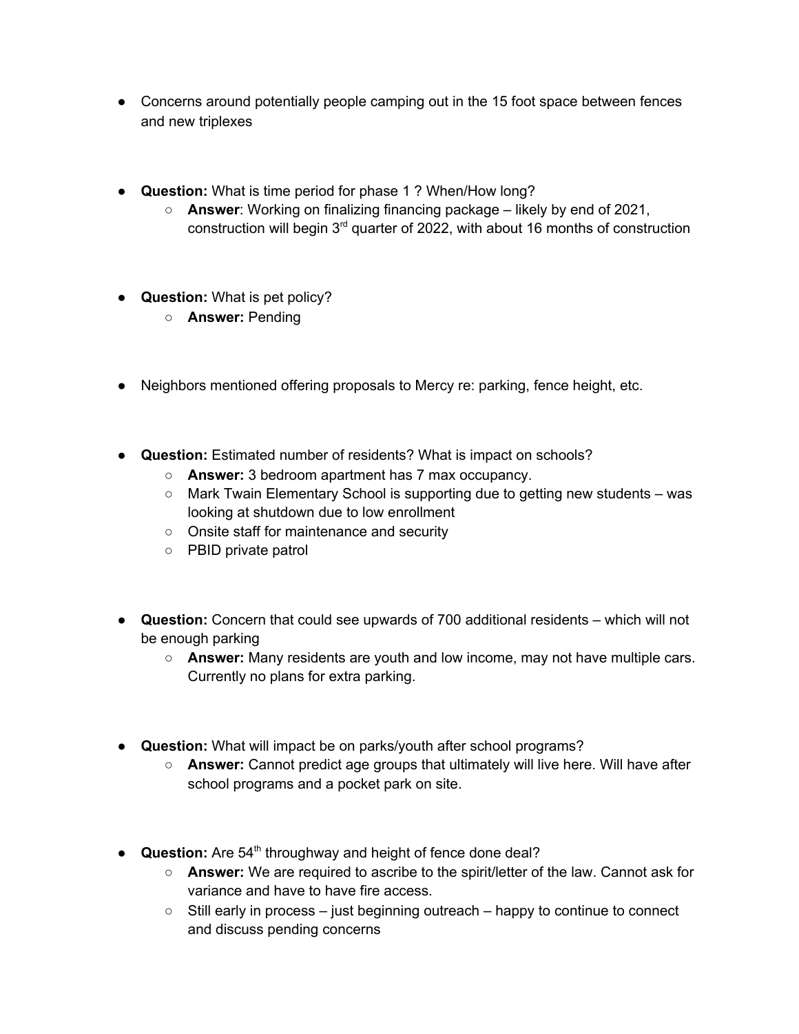- Concerns around potentially people camping out in the 15 foot space between fences and new triplexes

- **Question:** What is time period for phase 1 ? When/How long?
  - **Answer**: Working on finalizing financing package – likely by end of 2021, construction will begin 3rd quarter of 2022, with about 16 months of construction

- **Question:** What is pet policy?
  - **Answer:** Pending

- Neighbors mentioned offering proposals to Mercy re: parking, fence height, etc.

- **Question:** Estimated number of residents? What is impact on schools?
  - **Answer:** 3 bedroom apartment has 7 max occupancy.
  - Mark Twain Elementary School is supporting due to getting new students – was looking at shutdown due to low enrollment
  - Onsite staff for maintenance and security
  - PBID private patrol

- **Question:** Concern that could see upwards of 700 additional residents – which will not be enough parking
  - **Answer:** Many residents are youth and low income, may not have multiple cars. Currently no plans for extra parking.

- **Question:** What will impact be on parks/youth after school programs?
  - **Answer:** Cannot predict age groups that ultimately will live here. Will have after school programs and a pocket park on site.

- **Question:** Are 54th throughway and height of fence done deal?
  - **Answer:** We are required to ascribe to the spirit/letter of the law. Cannot ask for variance and have to have fire access.
  - Still early in process – just beginning outreach – happy to continue to connect and discuss pending concerns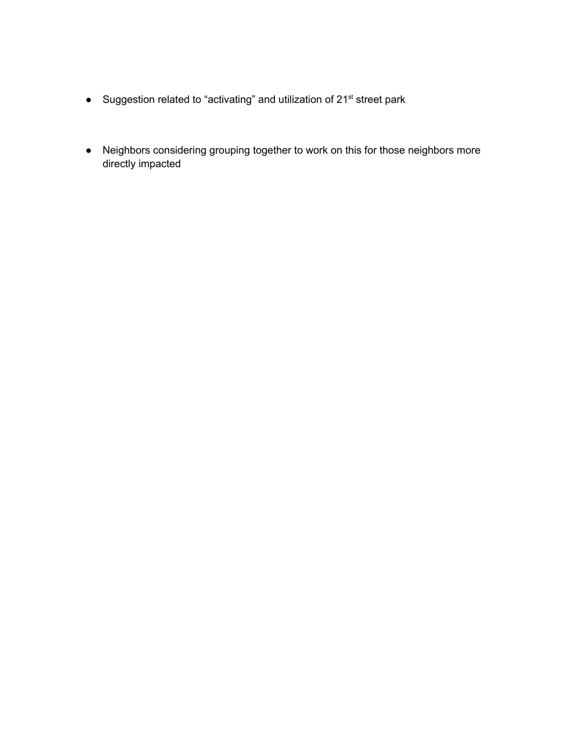- Suggestion related to “activating” and utilization of 21st street park

- Neighbors considering grouping together to work on this for those neighbors more directly impacted